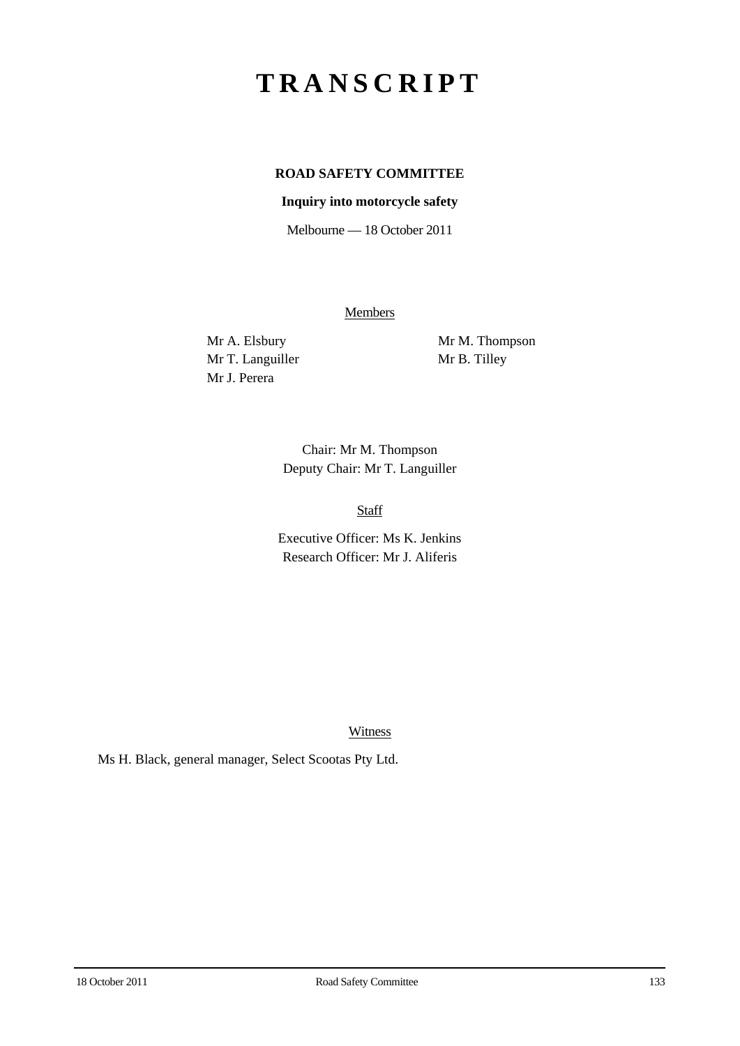# TRANSCRIPT

**ROAD SAFETY COMMITTEE**

**Inquiry into motorcycle safety**

Melbourne — 18 October 2011

Members

Mr A. Elsbury
Mr T. Languiller
Mr J. Perera
Mr M. Thompson
Mr B. Tilley

Chair: Mr M. Thompson
Deputy Chair: Mr T. Languiller

Staff

Executive Officer: Ms K. Jenkins
Research Officer: Mr J. Aliferis

Witness

Ms H. Black, general manager, Select Scootas Pty Ltd.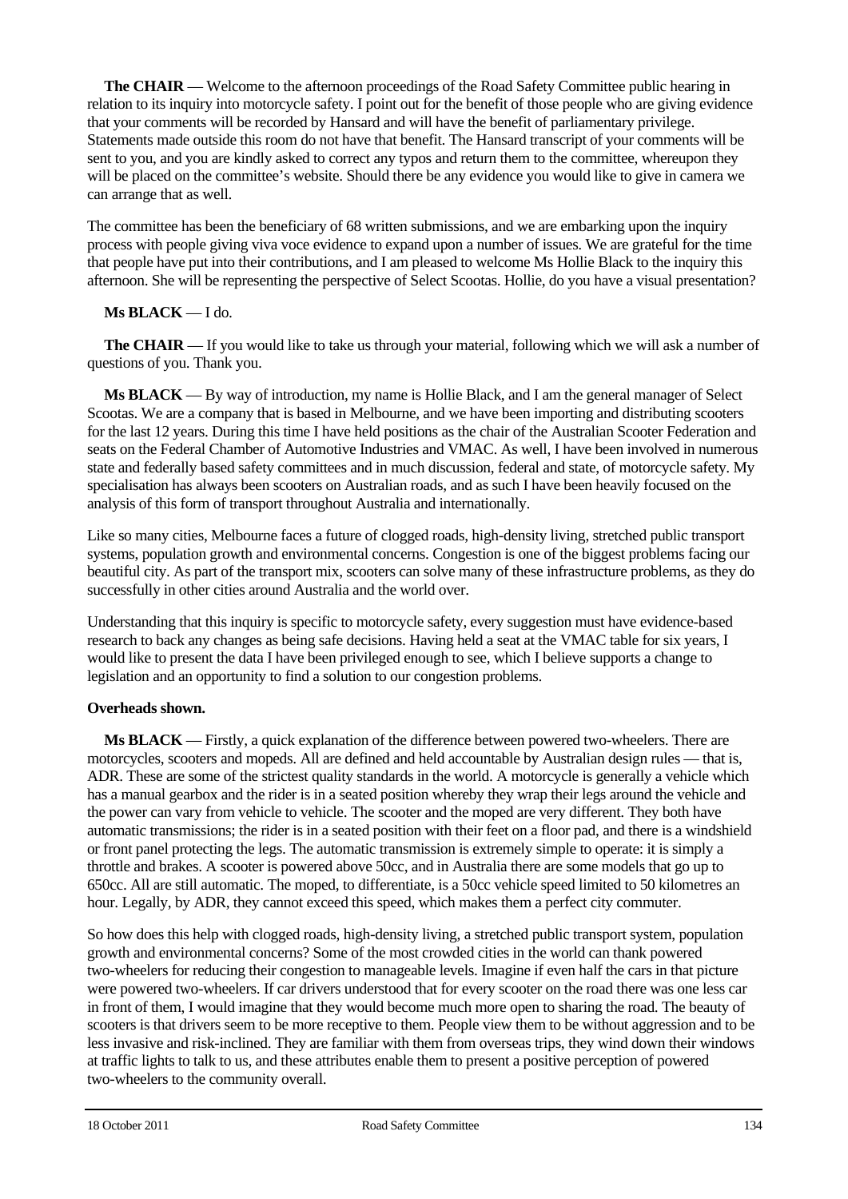**The CHAIR** — Welcome to the afternoon proceedings of the Road Safety Committee public hearing in relation to its inquiry into motorcycle safety. I point out for the benefit of those people who are giving evidence that your comments will be recorded by Hansard and will have the benefit of parliamentary privilege. Statements made outside this room do not have that benefit. The Hansard transcript of your comments will be sent to you, and you are kindly asked to correct any typos and return them to the committee, whereupon they will be placed on the committee's website. Should there be any evidence you would like to give in camera we can arrange that as well.

The committee has been the beneficiary of 68 written submissions, and we are embarking upon the inquiry process with people giving viva voce evidence to expand upon a number of issues. We are grateful for the time that people have put into their contributions, and I am pleased to welcome Ms Hollie Black to the inquiry this afternoon. She will be representing the perspective of Select Scootas. Hollie, do you have a visual presentation?

**Ms BLACK** — I do.

**The CHAIR** — If you would like to take us through your material, following which we will ask a number of questions of you. Thank you.

**Ms BLACK** — By way of introduction, my name is Hollie Black, and I am the general manager of Select Scootas. We are a company that is based in Melbourne, and we have been importing and distributing scooters for the last 12 years. During this time I have held positions as the chair of the Australian Scooter Federation and seats on the Federal Chamber of Automotive Industries and VMAC. As well, I have been involved in numerous state and federally based safety committees and in much discussion, federal and state, of motorcycle safety. My specialisation has always been scooters on Australian roads, and as such I have been heavily focused on the analysis of this form of transport throughout Australia and internationally.

Like so many cities, Melbourne faces a future of clogged roads, high-density living, stretched public transport systems, population growth and environmental concerns. Congestion is one of the biggest problems facing our beautiful city. As part of the transport mix, scooters can solve many of these infrastructure problems, as they do successfully in other cities around Australia and the world over.

Understanding that this inquiry is specific to motorcycle safety, every suggestion must have evidence-based research to back any changes as being safe decisions. Having held a seat at the VMAC table for six years, I would like to present the data I have been privileged enough to see, which I believe supports a change to legislation and an opportunity to find a solution to our congestion problems.

**Overheads shown.**

**Ms BLACK** — Firstly, a quick explanation of the difference between powered two-wheelers. There are motorcycles, scooters and mopeds. All are defined and held accountable by Australian design rules — that is, ADR. These are some of the strictest quality standards in the world. A motorcycle is generally a vehicle which has a manual gearbox and the rider is in a seated position whereby they wrap their legs around the vehicle and the power can vary from vehicle to vehicle. The scooter and the moped are very different. They both have automatic transmissions; the rider is in a seated position with their feet on a floor pad, and there is a windshield or front panel protecting the legs. The automatic transmission is extremely simple to operate: it is simply a throttle and brakes. A scooter is powered above 50cc, and in Australia there are some models that go up to 650cc. All are still automatic. The moped, to differentiate, is a 50cc vehicle speed limited to 50 kilometres an hour. Legally, by ADR, they cannot exceed this speed, which makes them a perfect city commuter.

So how does this help with clogged roads, high-density living, a stretched public transport system, population growth and environmental concerns? Some of the most crowded cities in the world can thank powered two-wheelers for reducing their congestion to manageable levels. Imagine if even half the cars in that picture were powered two-wheelers. If car drivers understood that for every scooter on the road there was one less car in front of them, I would imagine that they would become much more open to sharing the road. The beauty of scooters is that drivers seem to be more receptive to them. People view them to be without aggression and to be less invasive and risk-inclined. They are familiar with them from overseas trips, they wind down their windows at traffic lights to talk to us, and these attributes enable them to present a positive perception of powered two-wheelers to the community overall.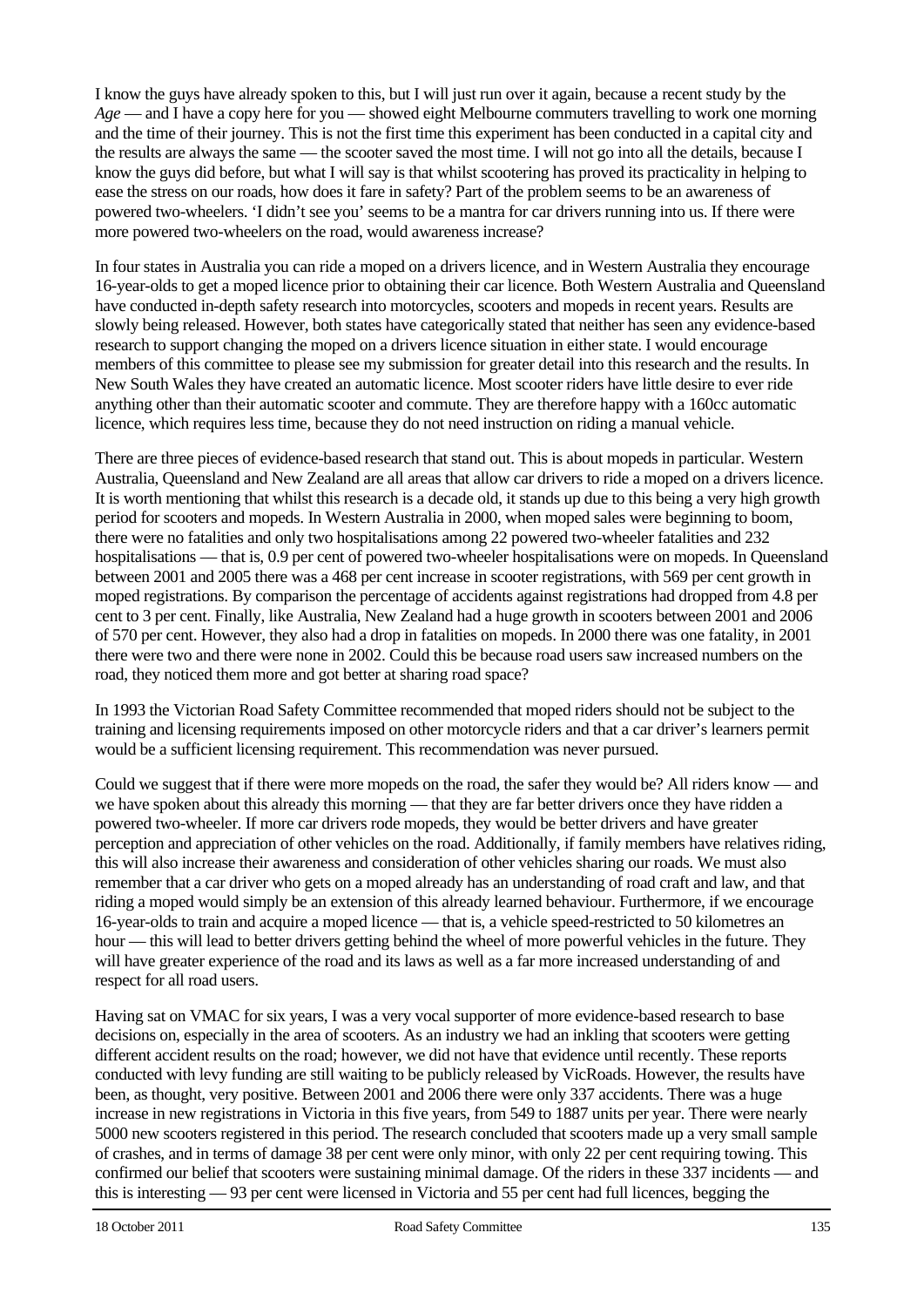I know the guys have already spoken to this, but I will just run over it again, because a recent study by the *Age* — and I have a copy here for you — showed eight Melbourne commuters travelling to work one morning and the time of their journey. This is not the first time this experiment has been conducted in a capital city and the results are always the same — the scooter saved the most time. I will not go into all the details, because I know the guys did before, but what I will say is that whilst scootering has proved its practicality in helping to ease the stress on our roads, how does it fare in safety? Part of the problem seems to be an awareness of powered two-wheelers. 'I didn't see you' seems to be a mantra for car drivers running into us. If there were more powered two-wheelers on the road, would awareness increase?

In four states in Australia you can ride a moped on a drivers licence, and in Western Australia they encourage 16-year-olds to get a moped licence prior to obtaining their car licence. Both Western Australia and Queensland have conducted in-depth safety research into motorcycles, scooters and mopeds in recent years. Results are slowly being released. However, both states have categorically stated that neither has seen any evidence-based research to support changing the moped on a drivers licence situation in either state. I would encourage members of this committee to please see my submission for greater detail into this research and the results. In New South Wales they have created an automatic licence. Most scooter riders have little desire to ever ride anything other than their automatic scooter and commute. They are therefore happy with a 160cc automatic licence, which requires less time, because they do not need instruction on riding a manual vehicle.

There are three pieces of evidence-based research that stand out. This is about mopeds in particular. Western Australia, Queensland and New Zealand are all areas that allow car drivers to ride a moped on a drivers licence. It is worth mentioning that whilst this research is a decade old, it stands up due to this being a very high growth period for scooters and mopeds. In Western Australia in 2000, when moped sales were beginning to boom, there were no fatalities and only two hospitalisations among 22 powered two-wheeler fatalities and 232 hospitalisations — that is, 0.9 per cent of powered two-wheeler hospitalisations were on mopeds. In Queensland between 2001 and 2005 there was a 468 per cent increase in scooter registrations, with 569 per cent growth in moped registrations. By comparison the percentage of accidents against registrations had dropped from 4.8 per cent to 3 per cent. Finally, like Australia, New Zealand had a huge growth in scooters between 2001 and 2006 of 570 per cent. However, they also had a drop in fatalities on mopeds. In 2000 there was one fatality, in 2001 there were two and there were none in 2002. Could this be because road users saw increased numbers on the road, they noticed them more and got better at sharing road space?

In 1993 the Victorian Road Safety Committee recommended that moped riders should not be subject to the training and licensing requirements imposed on other motorcycle riders and that a car driver's learners permit would be a sufficient licensing requirement. This recommendation was never pursued.

Could we suggest that if there were more mopeds on the road, the safer they would be? All riders know — and we have spoken about this already this morning — that they are far better drivers once they have ridden a powered two-wheeler. If more car drivers rode mopeds, they would be better drivers and have greater perception and appreciation of other vehicles on the road. Additionally, if family members have relatives riding, this will also increase their awareness and consideration of other vehicles sharing our roads. We must also remember that a car driver who gets on a moped already has an understanding of road craft and law, and that riding a moped would simply be an extension of this already learned behaviour. Furthermore, if we encourage 16-year-olds to train and acquire a moped licence — that is, a vehicle speed-restricted to 50 kilometres an hour — this will lead to better drivers getting behind the wheel of more powerful vehicles in the future. They will have greater experience of the road and its laws as well as a far more increased understanding of and respect for all road users.

Having sat on VMAC for six years, I was a very vocal supporter of more evidence-based research to base decisions on, especially in the area of scooters. As an industry we had an inkling that scooters were getting different accident results on the road; however, we did not have that evidence until recently. These reports conducted with levy funding are still waiting to be publicly released by VicRoads. However, the results have been, as thought, very positive. Between 2001 and 2006 there were only 337 accidents. There was a huge increase in new registrations in Victoria in this five years, from 549 to 1887 units per year. There were nearly 5000 new scooters registered in this period. The research concluded that scooters made up a very small sample of crashes, and in terms of damage 38 per cent were only minor, with only 22 per cent requiring towing. This confirmed our belief that scooters were sustaining minimal damage. Of the riders in these 337 incidents — and this is interesting — 93 per cent were licensed in Victoria and 55 per cent had full licences, begging the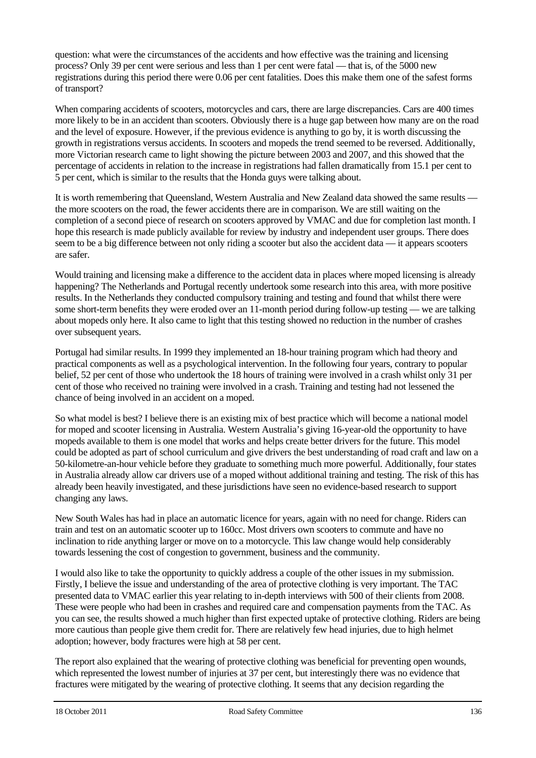question: what were the circumstances of the accidents and how effective was the training and licensing process? Only 39 per cent were serious and less than 1 per cent were fatal — that is, of the 5000 new registrations during this period there were 0.06 per cent fatalities. Does this make them one of the safest forms of transport?

When comparing accidents of scooters, motorcycles and cars, there are large discrepancies. Cars are 400 times more likely to be in an accident than scooters. Obviously there is a huge gap between how many are on the road and the level of exposure. However, if the previous evidence is anything to go by, it is worth discussing the growth in registrations versus accidents. In scooters and mopeds the trend seemed to be reversed. Additionally, more Victorian research came to light showing the picture between 2003 and 2007, and this showed that the percentage of accidents in relation to the increase in registrations had fallen dramatically from 15.1 per cent to 5 per cent, which is similar to the results that the Honda guys were talking about.

It is worth remembering that Queensland, Western Australia and New Zealand data showed the same results — the more scooters on the road, the fewer accidents there are in comparison. We are still waiting on the completion of a second piece of research on scooters approved by VMAC and due for completion last month. I hope this research is made publicly available for review by industry and independent user groups. There does seem to be a big difference between not only riding a scooter but also the accident data — it appears scooters are safer.

Would training and licensing make a difference to the accident data in places where moped licensing is already happening? The Netherlands and Portugal recently undertook some research into this area, with more positive results. In the Netherlands they conducted compulsory training and testing and found that whilst there were some short-term benefits they were eroded over an 11-month period during follow-up testing — we are talking about mopeds only here. It also came to light that this testing showed no reduction in the number of crashes over subsequent years.

Portugal had similar results. In 1999 they implemented an 18-hour training program which had theory and practical components as well as a psychological intervention. In the following four years, contrary to popular belief, 52 per cent of those who undertook the 18 hours of training were involved in a crash whilst only 31 per cent of those who received no training were involved in a crash. Training and testing had not lessened the chance of being involved in an accident on a moped.

So what model is best? I believe there is an existing mix of best practice which will become a national model for moped and scooter licensing in Australia. Western Australia's giving 16-year-old the opportunity to have mopeds available to them is one model that works and helps create better drivers for the future. This model could be adopted as part of school curriculum and give drivers the best understanding of road craft and law on a 50-kilometre-an-hour vehicle before they graduate to something much more powerful. Additionally, four states in Australia already allow car drivers use of a moped without additional training and testing. The risk of this has already been heavily investigated, and these jurisdictions have seen no evidence-based research to support changing any laws.

New South Wales has had in place an automatic licence for years, again with no need for change. Riders can train and test on an automatic scooter up to 160cc. Most drivers own scooters to commute and have no inclination to ride anything larger or move on to a motorcycle. This law change would help considerably towards lessening the cost of congestion to government, business and the community.

I would also like to take the opportunity to quickly address a couple of the other issues in my submission. Firstly, I believe the issue and understanding of the area of protective clothing is very important. The TAC presented data to VMAC earlier this year relating to in-depth interviews with 500 of their clients from 2008. These were people who had been in crashes and required care and compensation payments from the TAC. As you can see, the results showed a much higher than first expected uptake of protective clothing. Riders are being more cautious than people give them credit for. There are relatively few head injuries, due to high helmet adoption; however, body fractures were high at 58 per cent.

The report also explained that the wearing of protective clothing was beneficial for preventing open wounds, which represented the lowest number of injuries at 37 per cent, but interestingly there was no evidence that fractures were mitigated by the wearing of protective clothing. It seems that any decision regarding the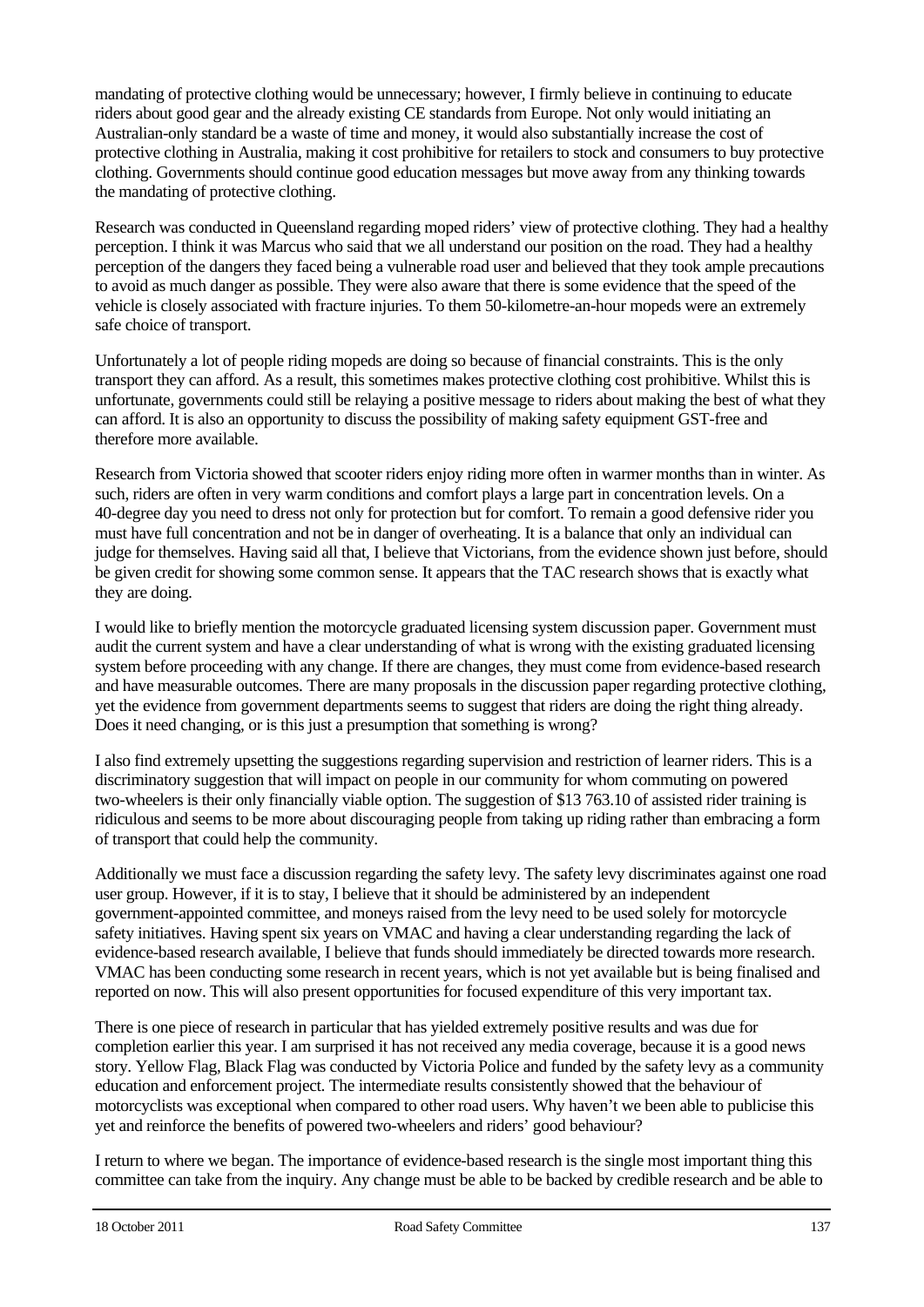mandating of protective clothing would be unnecessary; however, I firmly believe in continuing to educate riders about good gear and the already existing CE standards from Europe. Not only would initiating an Australian-only standard be a waste of time and money, it would also substantially increase the cost of protective clothing in Australia, making it cost prohibitive for retailers to stock and consumers to buy protective clothing. Governments should continue good education messages but move away from any thinking towards the mandating of protective clothing.

Research was conducted in Queensland regarding moped riders' view of protective clothing. They had a healthy perception. I think it was Marcus who said that we all understand our position on the road. They had a healthy perception of the dangers they faced being a vulnerable road user and believed that they took ample precautions to avoid as much danger as possible. They were also aware that there is some evidence that the speed of the vehicle is closely associated with fracture injuries. To them 50-kilometre-an-hour mopeds were an extremely safe choice of transport.

Unfortunately a lot of people riding mopeds are doing so because of financial constraints. This is the only transport they can afford. As a result, this sometimes makes protective clothing cost prohibitive. Whilst this is unfortunate, governments could still be relaying a positive message to riders about making the best of what they can afford. It is also an opportunity to discuss the possibility of making safety equipment GST-free and therefore more available.

Research from Victoria showed that scooter riders enjoy riding more often in warmer months than in winter. As such, riders are often in very warm conditions and comfort plays a large part in concentration levels. On a 40-degree day you need to dress not only for protection but for comfort. To remain a good defensive rider you must have full concentration and not be in danger of overheating. It is a balance that only an individual can judge for themselves. Having said all that, I believe that Victorians, from the evidence shown just before, should be given credit for showing some common sense. It appears that the TAC research shows that is exactly what they are doing.

I would like to briefly mention the motorcycle graduated licensing system discussion paper. Government must audit the current system and have a clear understanding of what is wrong with the existing graduated licensing system before proceeding with any change. If there are changes, they must come from evidence-based research and have measurable outcomes. There are many proposals in the discussion paper regarding protective clothing, yet the evidence from government departments seems to suggest that riders are doing the right thing already. Does it need changing, or is this just a presumption that something is wrong?

I also find extremely upsetting the suggestions regarding supervision and restriction of learner riders. This is a discriminatory suggestion that will impact on people in our community for whom commuting on powered two-wheelers is their only financially viable option. The suggestion of $13 763.10 of assisted rider training is ridiculous and seems to be more about discouraging people from taking up riding rather than embracing a form of transport that could help the community.

Additionally we must face a discussion regarding the safety levy. The safety levy discriminates against one road user group. However, if it is to stay, I believe that it should be administered by an independent government-appointed committee, and moneys raised from the levy need to be used solely for motorcycle safety initiatives. Having spent six years on VMAC and having a clear understanding regarding the lack of evidence-based research available, I believe that funds should immediately be directed towards more research. VMAC has been conducting some research in recent years, which is not yet available but is being finalised and reported on now. This will also present opportunities for focused expenditure of this very important tax.

There is one piece of research in particular that has yielded extremely positive results and was due for completion earlier this year. I am surprised it has not received any media coverage, because it is a good news story. Yellow Flag, Black Flag was conducted by Victoria Police and funded by the safety levy as a community education and enforcement project. The intermediate results consistently showed that the behaviour of motorcyclists was exceptional when compared to other road users. Why haven't we been able to publicise this yet and reinforce the benefits of powered two-wheelers and riders' good behaviour?

I return to where we began. The importance of evidence-based research is the single most important thing this committee can take from the inquiry. Any change must be able to be backed by credible research and be able to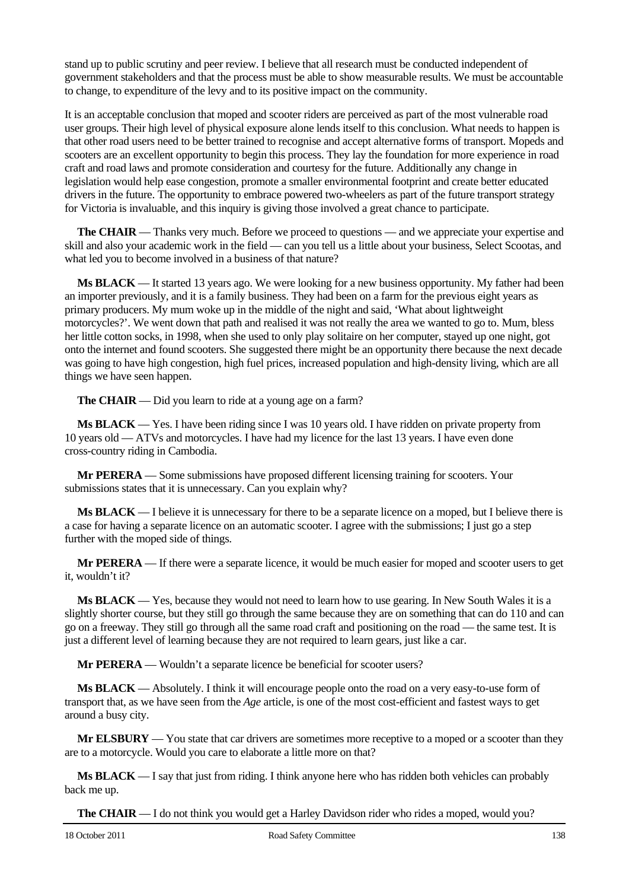stand up to public scrutiny and peer review. I believe that all research must be conducted independent of government stakeholders and that the process must be able to show measurable results. We must be accountable to change, to expenditure of the levy and to its positive impact on the community.

It is an acceptable conclusion that moped and scooter riders are perceived as part of the most vulnerable road user groups. Their high level of physical exposure alone lends itself to this conclusion. What needs to happen is that other road users need to be better trained to recognise and accept alternative forms of transport. Mopeds and scooters are an excellent opportunity to begin this process. They lay the foundation for more experience in road craft and road laws and promote consideration and courtesy for the future. Additionally any change in legislation would help ease congestion, promote a smaller environmental footprint and create better educated drivers in the future. The opportunity to embrace powered two-wheelers as part of the future transport strategy for Victoria is invaluable, and this inquiry is giving those involved a great chance to participate.

**The CHAIR** — Thanks very much. Before we proceed to questions — and we appreciate your expertise and skill and also your academic work in the field — can you tell us a little about your business, Select Scootas, and what led you to become involved in a business of that nature?

**Ms BLACK** — It started 13 years ago. We were looking for a new business opportunity. My father had been an importer previously, and it is a family business. They had been on a farm for the previous eight years as primary producers. My mum woke up in the middle of the night and said, 'What about lightweight motorcycles?'. We went down that path and realised it was not really the area we wanted to go to. Mum, bless her little cotton socks, in 1998, when she used to only play solitaire on her computer, stayed up one night, got onto the internet and found scooters. She suggested there might be an opportunity there because the next decade was going to have high congestion, high fuel prices, increased population and high-density living, which are all things we have seen happen.

**The CHAIR** — Did you learn to ride at a young age on a farm?

**Ms BLACK** — Yes. I have been riding since I was 10 years old. I have ridden on private property from 10 years old — ATVs and motorcycles. I have had my licence for the last 13 years. I have even done cross-country riding in Cambodia.

**Mr PERERA** — Some submissions have proposed different licensing training for scooters. Your submissions states that it is unnecessary. Can you explain why?

**Ms BLACK** — I believe it is unnecessary for there to be a separate licence on a moped, but I believe there is a case for having a separate licence on an automatic scooter. I agree with the submissions; I just go a step further with the moped side of things.

**Mr PERERA** — If there were a separate licence, it would be much easier for moped and scooter users to get it, wouldn't it?

**Ms BLACK** — Yes, because they would not need to learn how to use gearing. In New South Wales it is a slightly shorter course, but they still go through the same because they are on something that can do 110 and can go on a freeway. They still go through all the same road craft and positioning on the road — the same test. It is just a different level of learning because they are not required to learn gears, just like a car.

**Mr PERERA** — Wouldn't a separate licence be beneficial for scooter users?

**Ms BLACK** — Absolutely. I think it will encourage people onto the road on a very easy-to-use form of transport that, as we have seen from the *Age* article, is one of the most cost-efficient and fastest ways to get around a busy city.

**Mr ELSBURY** — You state that car drivers are sometimes more receptive to a moped or a scooter than they are to a motorcycle. Would you care to elaborate a little more on that?

**Ms BLACK** — I say that just from riding. I think anyone here who has ridden both vehicles can probably back me up.

**The CHAIR** — I do not think you would get a Harley Davidson rider who rides a moped, would you?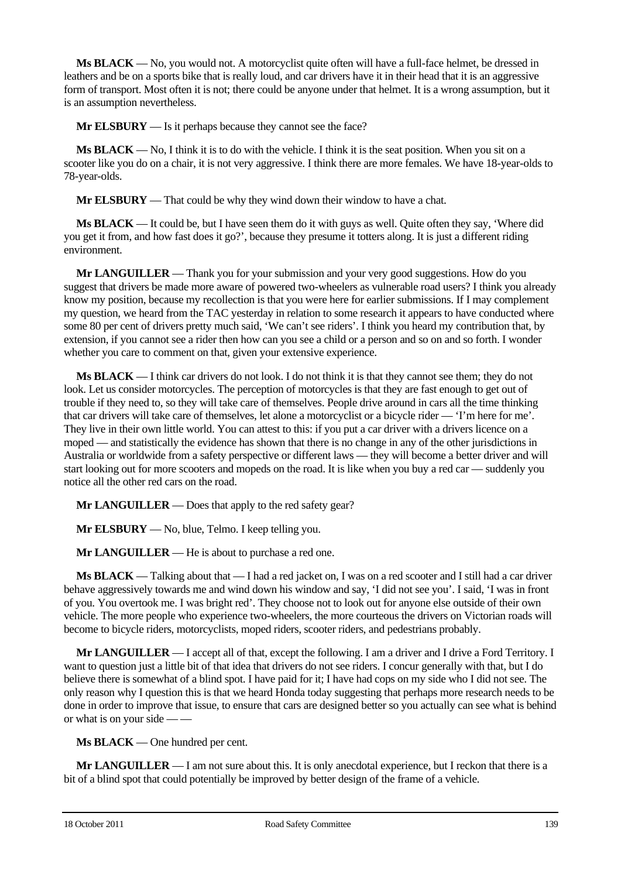**Ms BLACK** — No, you would not. A motorcyclist quite often will have a full-face helmet, be dressed in leathers and be on a sports bike that is really loud, and car drivers have it in their head that it is an aggressive form of transport. Most often it is not; there could be anyone under that helmet. It is a wrong assumption, but it is an assumption nevertheless.

**Mr ELSBURY** — Is it perhaps because they cannot see the face?

**Ms BLACK** — No, I think it is to do with the vehicle. I think it is the seat position. When you sit on a scooter like you do on a chair, it is not very aggressive. I think there are more females. We have 18-year-olds to 78-year-olds.

**Mr ELSBURY** — That could be why they wind down their window to have a chat.

**Ms BLACK** — It could be, but I have seen them do it with guys as well. Quite often they say, 'Where did you get it from, and how fast does it go?', because they presume it totters along. It is just a different riding environment.

**Mr LANGUILLER** — Thank you for your submission and your very good suggestions. How do you suggest that drivers be made more aware of powered two-wheelers as vulnerable road users? I think you already know my position, because my recollection is that you were here for earlier submissions. If I may complement my question, we heard from the TAC yesterday in relation to some research it appears to have conducted where some 80 per cent of drivers pretty much said, 'We can't see riders'. I think you heard my contribution that, by extension, if you cannot see a rider then how can you see a child or a person and so on and so forth. I wonder whether you care to comment on that, given your extensive experience.

**Ms BLACK** — I think car drivers do not look. I do not think it is that they cannot see them; they do not look. Let us consider motorcycles. The perception of motorcycles is that they are fast enough to get out of trouble if they need to, so they will take care of themselves. People drive around in cars all the time thinking that car drivers will take care of themselves, let alone a motorcyclist or a bicycle rider — 'I'm here for me'. They live in their own little world. You can attest to this: if you put a car driver with a drivers licence on a moped — and statistically the evidence has shown that there is no change in any of the other jurisdictions in Australia or worldwide from a safety perspective or different laws — they will become a better driver and will start looking out for more scooters and mopeds on the road. It is like when you buy a red car — suddenly you notice all the other red cars on the road.

**Mr LANGUILLER** — Does that apply to the red safety gear?

**Mr ELSBURY** — No, blue, Telmo. I keep telling you.

**Mr LANGUILLER** — He is about to purchase a red one.

**Ms BLACK** — Talking about that — I had a red jacket on, I was on a red scooter and I still had a car driver behave aggressively towards me and wind down his window and say, 'I did not see you'. I said, 'I was in front of you. You overtook me. I was bright red'. They choose not to look out for anyone else outside of their own vehicle. The more people who experience two-wheelers, the more courteous the drivers on Victorian roads will become to bicycle riders, motorcyclists, moped riders, scooter riders, and pedestrians probably.

**Mr LANGUILLER** — I accept all of that, except the following. I am a driver and I drive a Ford Territory. I want to question just a little bit of that idea that drivers do not see riders. I concur generally with that, but I do believe there is somewhat of a blind spot. I have paid for it; I have had cops on my side who I did not see. The only reason why I question this is that we heard Honda today suggesting that perhaps more research needs to be done in order to improve that issue, to ensure that cars are designed better so you actually can see what is behind or what is on your side — —

**Ms BLACK** — One hundred per cent.

**Mr LANGUILLER** — I am not sure about this. It is only anecdotal experience, but I reckon that there is a bit of a blind spot that could potentially be improved by better design of the frame of a vehicle.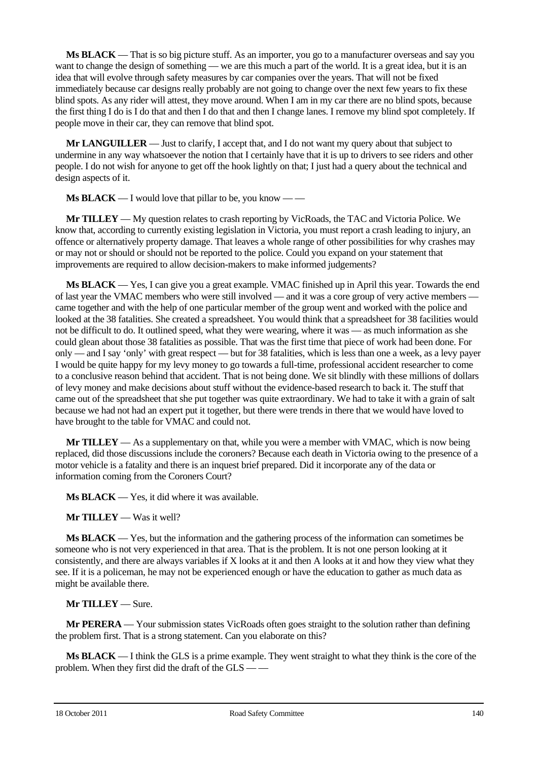**Ms BLACK** — That is so big picture stuff. As an importer, you go to a manufacturer overseas and say you want to change the design of something — we are this much a part of the world. It is a great idea, but it is an idea that will evolve through safety measures by car companies over the years. That will not be fixed immediately because car designs really probably are not going to change over the next few years to fix these blind spots. As any rider will attest, they move around. When I am in my car there are no blind spots, because the first thing I do is I do that and then I do that and then I change lanes. I remove my blind spot completely. If people move in their car, they can remove that blind spot.

**Mr LANGUILLER** — Just to clarify, I accept that, and I do not want my query about that subject to undermine in any way whatsoever the notion that I certainly have that it is up to drivers to see riders and other people. I do not wish for anyone to get off the hook lightly on that; I just had a query about the technical and design aspects of it.

**Ms BLACK** — I would love that pillar to be, you know — —

**Mr TILLEY** — My question relates to crash reporting by VicRoads, the TAC and Victoria Police. We know that, according to currently existing legislation in Victoria, you must report a crash leading to injury, an offence or alternatively property damage. That leaves a whole range of other possibilities for why crashes may or may not or should or should not be reported to the police. Could you expand on your statement that improvements are required to allow decision-makers to make informed judgements?

**Ms BLACK** — Yes, I can give you a great example. VMAC finished up in April this year. Towards the end of last year the VMAC members who were still involved — and it was a core group of very active members — came together and with the help of one particular member of the group went and worked with the police and looked at the 38 fatalities. She created a spreadsheet. You would think that a spreadsheet for 38 facilities would not be difficult to do. It outlined speed, what they were wearing, where it was — as much information as she could glean about those 38 fatalities as possible. That was the first time that piece of work had been done. For only — and I say 'only' with great respect — but for 38 fatalities, which is less than one a week, as a levy payer I would be quite happy for my levy money to go towards a full-time, professional accident researcher to come to a conclusive reason behind that accident. That is not being done. We sit blindly with these millions of dollars of levy money and make decisions about stuff without the evidence-based research to back it. The stuff that came out of the spreadsheet that she put together was quite extraordinary. We had to take it with a grain of salt because we had not had an expert put it together, but there were trends in there that we would have loved to have brought to the table for VMAC and could not.

**Mr TILLEY** — As a supplementary on that, while you were a member with VMAC, which is now being replaced, did those discussions include the coroners? Because each death in Victoria owing to the presence of a motor vehicle is a fatality and there is an inquest brief prepared. Did it incorporate any of the data or information coming from the Coroners Court?

**Ms BLACK** — Yes, it did where it was available.

**Mr TILLEY** — Was it well?

**Ms BLACK** — Yes, but the information and the gathering process of the information can sometimes be someone who is not very experienced in that area. That is the problem. It is not one person looking at it consistently, and there are always variables if X looks at it and then A looks at it and how they view what they see. If it is a policeman, he may not be experienced enough or have the education to gather as much data as might be available there.

**Mr TILLEY** — Sure.

**Mr PERERA** — Your submission states VicRoads often goes straight to the solution rather than defining the problem first. That is a strong statement. Can you elaborate on this?

**Ms BLACK** — I think the GLS is a prime example. They went straight to what they think is the core of the problem. When they first did the draft of the GLS — —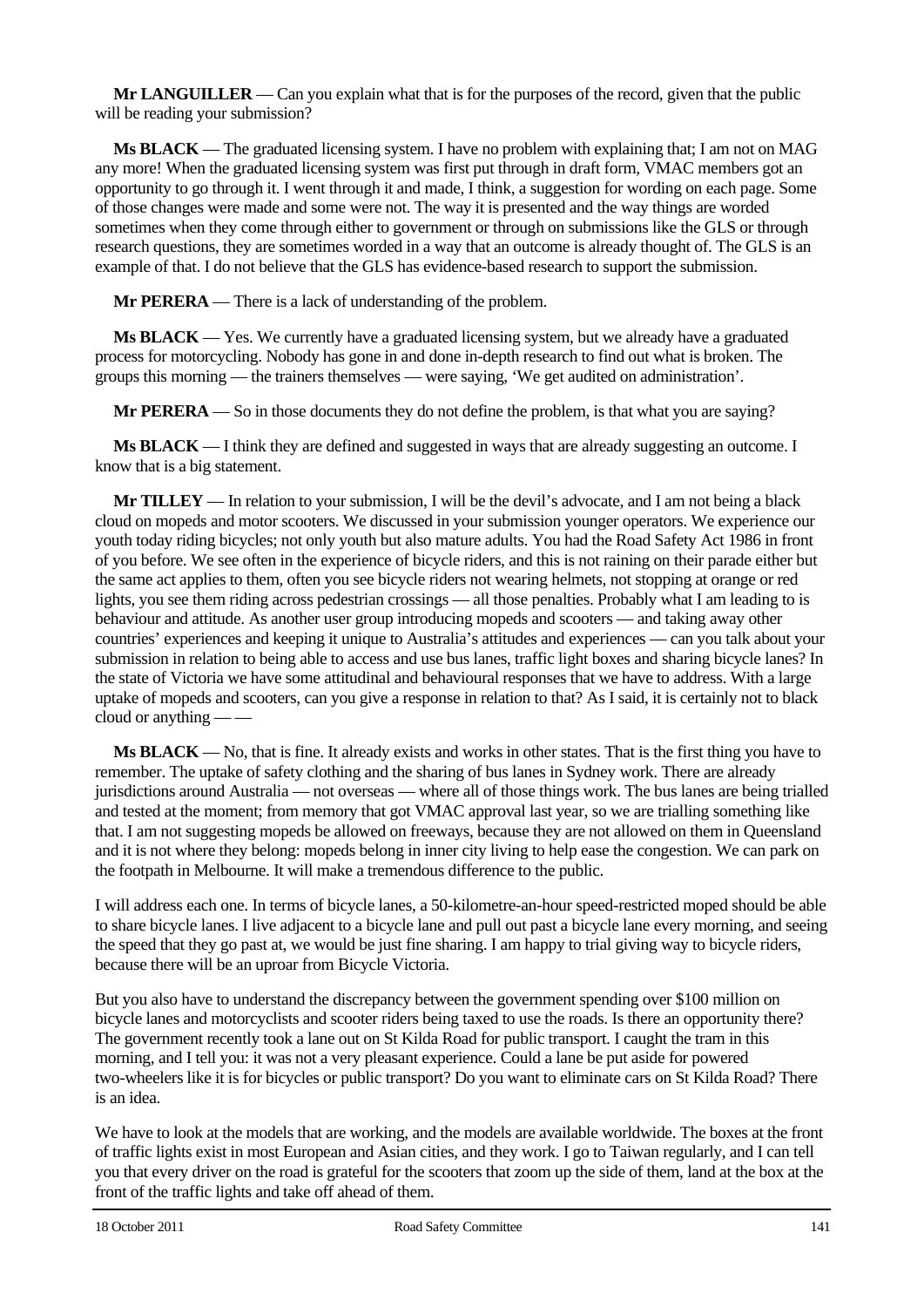**Mr LANGUILLER** — Can you explain what that is for the purposes of the record, given that the public will be reading your submission?

**Ms BLACK** — The graduated licensing system. I have no problem with explaining that; I am not on MAG any more! When the graduated licensing system was first put through in draft form, VMAC members got an opportunity to go through it. I went through it and made, I think, a suggestion for wording on each page. Some of those changes were made and some were not. The way it is presented and the way things are worded sometimes when they come through either to government or through on submissions like the GLS or through research questions, they are sometimes worded in a way that an outcome is already thought of. The GLS is an example of that. I do not believe that the GLS has evidence-based research to support the submission.

**Mr PERERA** — There is a lack of understanding of the problem.

**Ms BLACK** — Yes. We currently have a graduated licensing system, but we already have a graduated process for motorcycling. Nobody has gone in and done in-depth research to find out what is broken. The groups this morning — the trainers themselves — were saying, 'We get audited on administration'.

**Mr PERERA** — So in those documents they do not define the problem, is that what you are saying?

**Ms BLACK** — I think they are defined and suggested in ways that are already suggesting an outcome. I know that is a big statement.

**Mr TILLEY** — In relation to your submission, I will be the devil's advocate, and I am not being a black cloud on mopeds and motor scooters. We discussed in your submission younger operators. We experience our youth today riding bicycles; not only youth but also mature adults. You had the Road Safety Act 1986 in front of you before. We see often in the experience of bicycle riders, and this is not raining on their parade either but the same act applies to them, often you see bicycle riders not wearing helmets, not stopping at orange or red lights, you see them riding across pedestrian crossings — all those penalties. Probably what I am leading to is behaviour and attitude. As another user group introducing mopeds and scooters — and taking away other countries' experiences and keeping it unique to Australia's attitudes and experiences — can you talk about your submission in relation to being able to access and use bus lanes, traffic light boxes and sharing bicycle lanes? In the state of Victoria we have some attitudinal and behavioural responses that we have to address. With a large uptake of mopeds and scooters, can you give a response in relation to that? As I said, it is certainly not to black cloud or anything — —

**Ms BLACK** — No, that is fine. It already exists and works in other states. That is the first thing you have to remember. The uptake of safety clothing and the sharing of bus lanes in Sydney work. There are already jurisdictions around Australia — not overseas — where all of those things work. The bus lanes are being trialled and tested at the moment; from memory that got VMAC approval last year, so we are trialling something like that. I am not suggesting mopeds be allowed on freeways, because they are not allowed on them in Queensland and it is not where they belong: mopeds belong in inner city living to help ease the congestion. We can park on the footpath in Melbourne. It will make a tremendous difference to the public.

I will address each one. In terms of bicycle lanes, a 50-kilometre-an-hour speed-restricted moped should be able to share bicycle lanes. I live adjacent to a bicycle lane and pull out past a bicycle lane every morning, and seeing the speed that they go past at, we would be just fine sharing. I am happy to trial giving way to bicycle riders, because there will be an uproar from Bicycle Victoria.

But you also have to understand the discrepancy between the government spending over $100 million on bicycle lanes and motorcyclists and scooter riders being taxed to use the roads. Is there an opportunity there? The government recently took a lane out on St Kilda Road for public transport. I caught the tram in this morning, and I tell you: it was not a very pleasant experience. Could a lane be put aside for powered two-wheelers like it is for bicycles or public transport? Do you want to eliminate cars on St Kilda Road? There is an idea.

We have to look at the models that are working, and the models are available worldwide. The boxes at the front of traffic lights exist in most European and Asian cities, and they work. I go to Taiwan regularly, and I can tell you that every driver on the road is grateful for the scooters that zoom up the side of them, land at the box at the front of the traffic lights and take off ahead of them.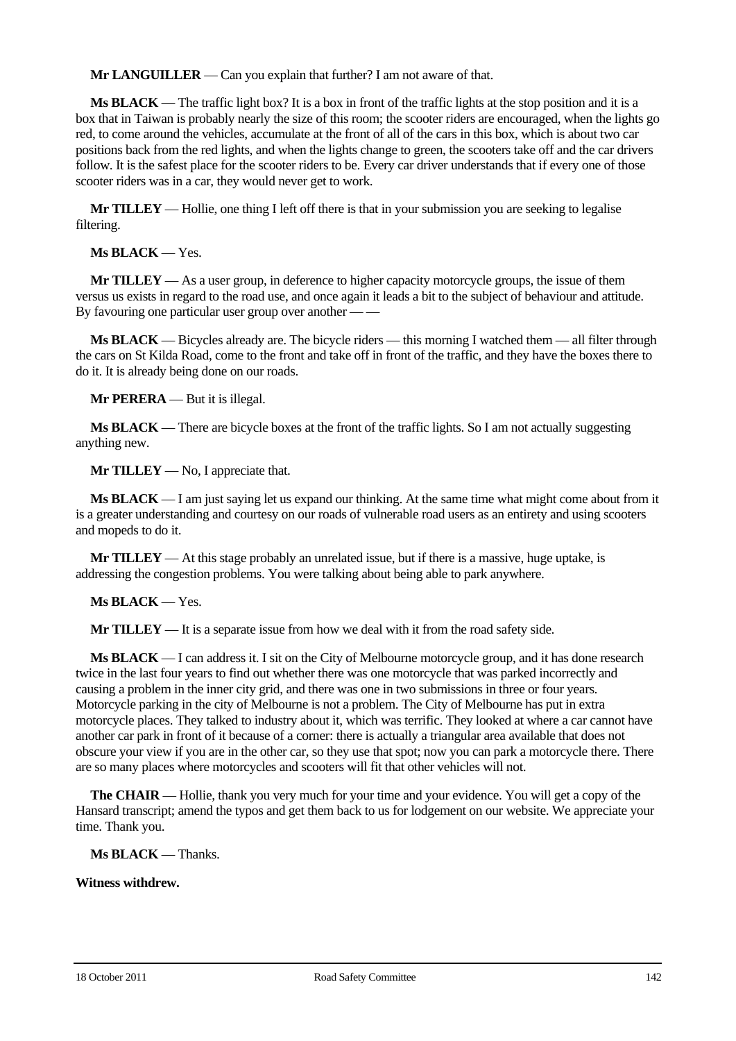**Mr LANGUILLER** — Can you explain that further? I am not aware of that.

**Ms BLACK** — The traffic light box? It is a box in front of the traffic lights at the stop position and it is a box that in Taiwan is probably nearly the size of this room; the scooter riders are encouraged, when the lights go red, to come around the vehicles, accumulate at the front of all of the cars in this box, which is about two car positions back from the red lights, and when the lights change to green, the scooters take off and the car drivers follow. It is the safest place for the scooter riders to be. Every car driver understands that if every one of those scooter riders was in a car, they would never get to work.

**Mr TILLEY** — Hollie, one thing I left off there is that in your submission you are seeking to legalise filtering.

**Ms BLACK** — Yes.

**Mr TILLEY** — As a user group, in deference to higher capacity motorcycle groups, the issue of them versus us exists in regard to the road use, and once again it leads a bit to the subject of behaviour and attitude. By favouring one particular user group over another — —

**Ms BLACK** — Bicycles already are. The bicycle riders — this morning I watched them — all filter through the cars on St Kilda Road, come to the front and take off in front of the traffic, and they have the boxes there to do it. It is already being done on our roads.

**Mr PERERA** — But it is illegal.

**Ms BLACK** — There are bicycle boxes at the front of the traffic lights. So I am not actually suggesting anything new.

**Mr TILLEY** — No, I appreciate that.

**Ms BLACK** — I am just saying let us expand our thinking. At the same time what might come about from it is a greater understanding and courtesy on our roads of vulnerable road users as an entirety and using scooters and mopeds to do it.

**Mr TILLEY** — At this stage probably an unrelated issue, but if there is a massive, huge uptake, is addressing the congestion problems. You were talking about being able to park anywhere.

**Ms BLACK** — Yes.

**Mr TILLEY** — It is a separate issue from how we deal with it from the road safety side.

**Ms BLACK** — I can address it. I sit on the City of Melbourne motorcycle group, and it has done research twice in the last four years to find out whether there was one motorcycle that was parked incorrectly and causing a problem in the inner city grid, and there was one in two submissions in three or four years. Motorcycle parking in the city of Melbourne is not a problem. The City of Melbourne has put in extra motorcycle places. They talked to industry about it, which was terrific. They looked at where a car cannot have another car park in front of it because of a corner: there is actually a triangular area available that does not obscure your view if you are in the other car, so they use that spot; now you can park a motorcycle there. There are so many places where motorcycles and scooters will fit that other vehicles will not.

**The CHAIR** — Hollie, thank you very much for your time and your evidence. You will get a copy of the Hansard transcript; amend the typos and get them back to us for lodgement on our website. We appreciate your time. Thank you.

**Ms BLACK** — Thanks.

**Witness withdrew.**